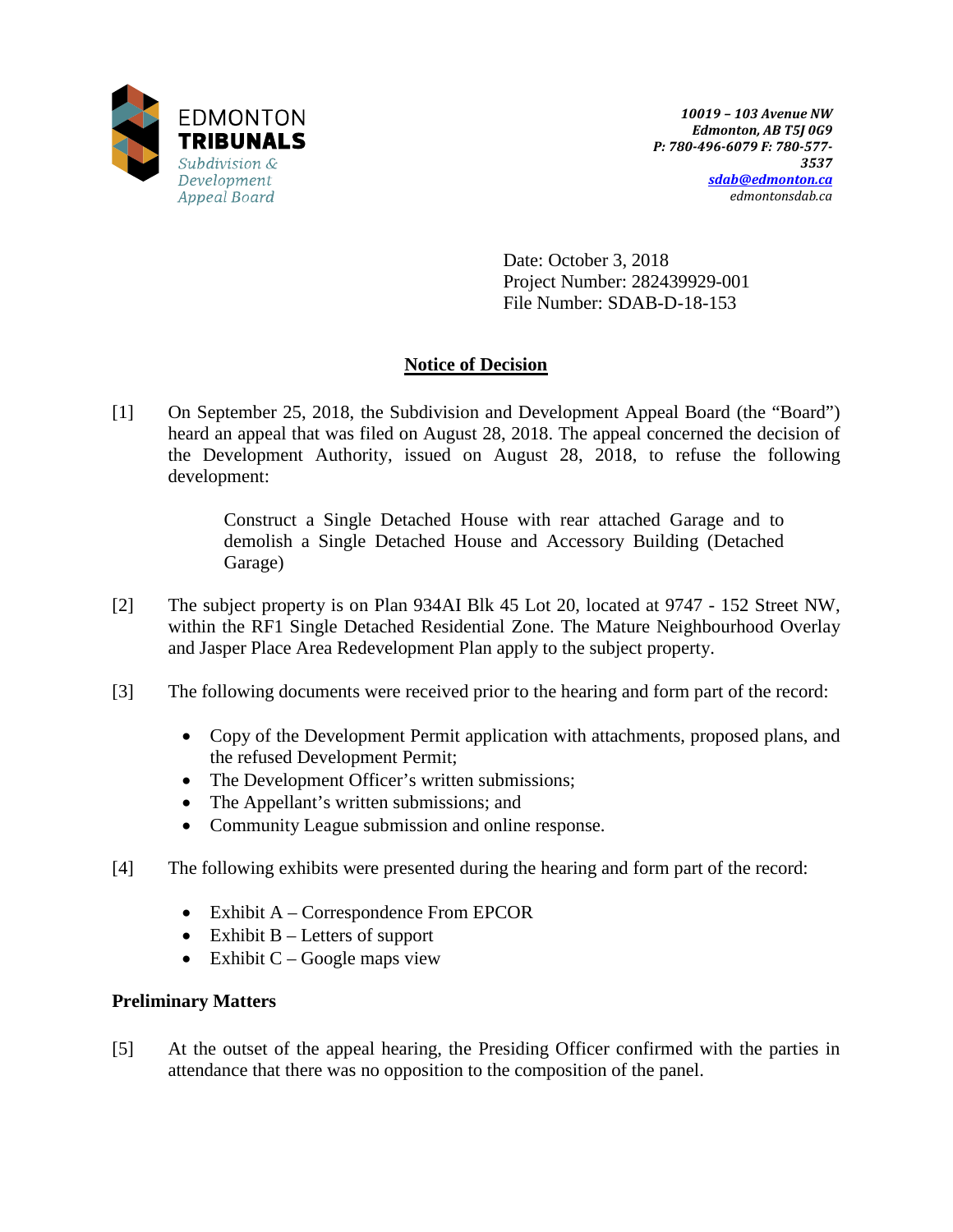EDMONTON
**TRIBUNALS**
*Subdivision & Development Appeal Board*

***10019 – 103 Avenue NW***
***Edmonton, AB T5J 0G9***
***P: 780-496-6079 F: 780-577-3537***
***sdab@edmonton.ca***
*edmontonsdab.ca*

Date: October 3, 2018
Project Number: 282439929-001
File Number: SDAB-D-18-153

## Notice of Decision

[1] On September 25, 2018, the Subdivision and Development Appeal Board (the "Board") heard an appeal that was filed on August 28, 2018. The appeal concerned the decision of the Development Authority, issued on August 28, 2018, to refuse the following development:

> Construct a Single Detached House with rear attached Garage and to demolish a Single Detached House and Accessory Building (Detached Garage)

[2] The subject property is on Plan 934AI Blk 45 Lot 20, located at 9747 - 152 Street NW, within the RF1 Single Detached Residential Zone. The Mature Neighbourhood Overlay and Jasper Place Area Redevelopment Plan apply to the subject property.

[3] The following documents were received prior to the hearing and form part of the record:

- Copy of the Development Permit application with attachments, proposed plans, and the refused Development Permit;
- The Development Officer's written submissions;
- The Appellant's written submissions; and
- Community League submission and online response.

[4] The following exhibits were presented during the hearing and form part of the record:

- Exhibit A – Correspondence From EPCOR
- Exhibit B – Letters of support
- Exhibit C – Google maps view

### Preliminary Matters

[5] At the outset of the appeal hearing, the Presiding Officer confirmed with the parties in attendance that there was no opposition to the composition of the panel.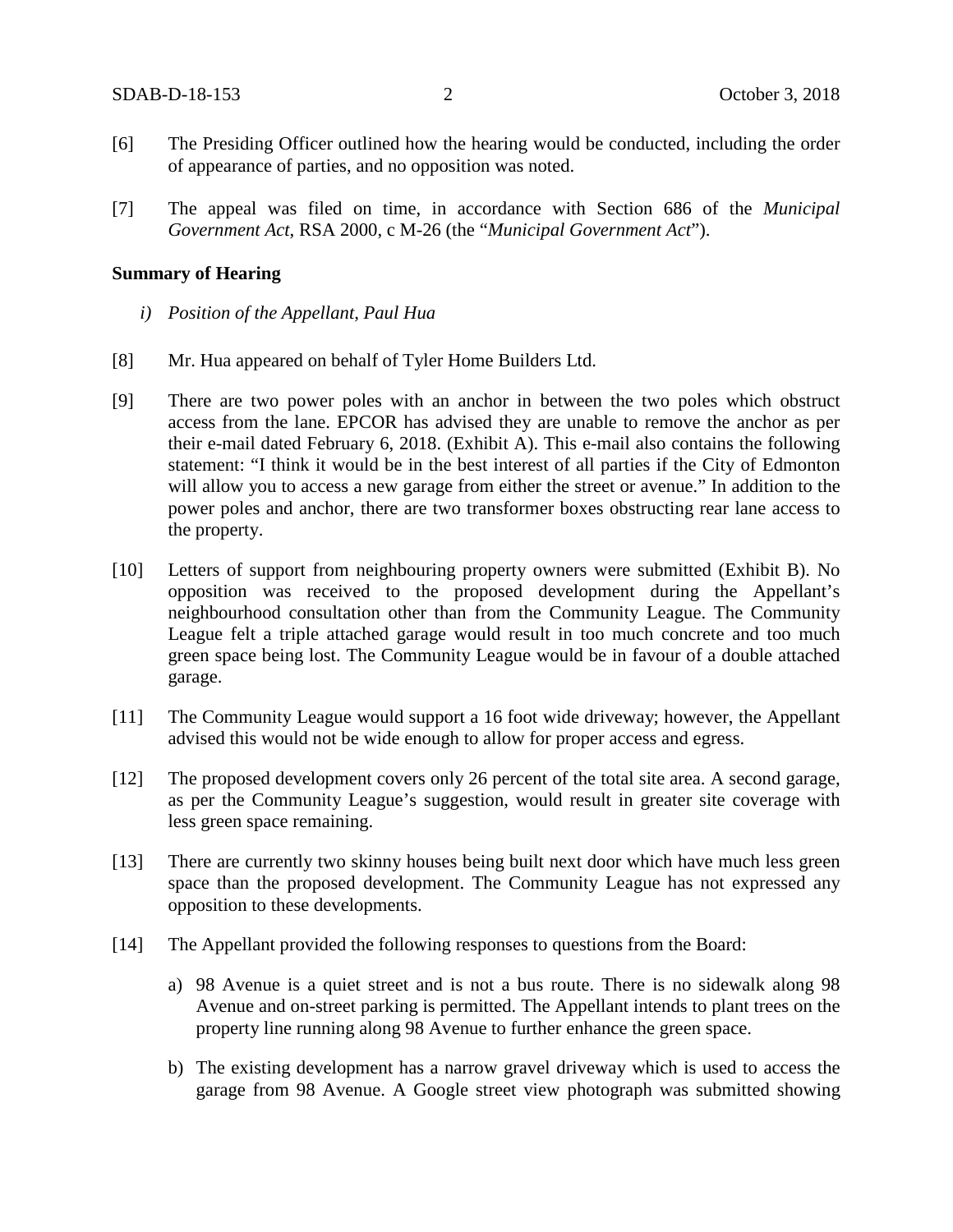[6] The Presiding Officer outlined how the hearing would be conducted, including the order of appearance of parties, and no opposition was noted.

[7] The appeal was filed on time, in accordance with Section 686 of the *Municipal Government Act*, RSA 2000, c M-26 (the "*Municipal Government Act*").

**Summary of Hearing**

*i) Position of the Appellant, Paul Hua*

[8] Mr. Hua appeared on behalf of Tyler Home Builders Ltd.

[9] There are two power poles with an anchor in between the two poles which obstruct access from the lane. EPCOR has advised they are unable to remove the anchor as per their e-mail dated February 6, 2018. (Exhibit A). This e-mail also contains the following statement: "I think it would be in the best interest of all parties if the City of Edmonton will allow you to access a new garage from either the street or avenue." In addition to the power poles and anchor, there are two transformer boxes obstructing rear lane access to the property.

[10] Letters of support from neighbouring property owners were submitted (Exhibit B). No opposition was received to the proposed development during the Appellant's neighbourhood consultation other than from the Community League. The Community League felt a triple attached garage would result in too much concrete and too much green space being lost. The Community League would be in favour of a double attached garage.

[11] The Community League would support a 16 foot wide driveway; however, the Appellant advised this would not be wide enough to allow for proper access and egress.

[12] The proposed development covers only 26 percent of the total site area. A second garage, as per the Community League's suggestion, would result in greater site coverage with less green space remaining.

[13] There are currently two skinny houses being built next door which have much less green space than the proposed development. The Community League has not expressed any opposition to these developments.

[14] The Appellant provided the following responses to questions from the Board:

a) 98 Avenue is a quiet street and is not a bus route. There is no sidewalk along 98 Avenue and on-street parking is permitted. The Appellant intends to plant trees on the property line running along 98 Avenue to further enhance the green space.

b) The existing development has a narrow gravel driveway which is used to access the garage from 98 Avenue. A Google street view photograph was submitted showing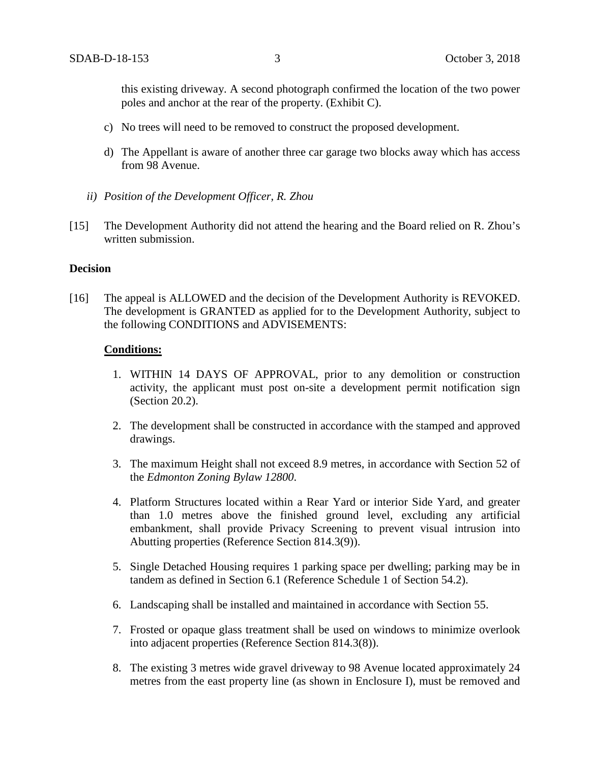this existing driveway. A second photograph confirmed the location of the two power poles and anchor at the rear of the property. (Exhibit C).

c) No trees will need to be removed to construct the proposed development.

d) The Appellant is aware of another three car garage two blocks away which has access from 98 Avenue.

*ii) Position of the Development Officer, R. Zhou*

[15] The Development Authority did not attend the hearing and the Board relied on R. Zhou's written submission.

**Decision**

[16] The appeal is ALLOWED and the decision of the Development Authority is REVOKED. The development is GRANTED as applied for to the Development Authority, subject to the following CONDITIONS and ADVISEMENTS:

**Conditions:**

1. WITHIN 14 DAYS OF APPROVAL, prior to any demolition or construction activity, the applicant must post on-site a development permit notification sign (Section 20.2).

2. The development shall be constructed in accordance with the stamped and approved drawings.

3. The maximum Height shall not exceed 8.9 metres, in accordance with Section 52 of the *Edmonton Zoning Bylaw 12800*.

4. Platform Structures located within a Rear Yard or interior Side Yard, and greater than 1.0 metres above the finished ground level, excluding any artificial embankment, shall provide Privacy Screening to prevent visual intrusion into Abutting properties (Reference Section 814.3(9)).

5. Single Detached Housing requires 1 parking space per dwelling; parking may be in tandem as defined in Section 6.1 (Reference Schedule 1 of Section 54.2).

6. Landscaping shall be installed and maintained in accordance with Section 55.

7. Frosted or opaque glass treatment shall be used on windows to minimize overlook into adjacent properties (Reference Section 814.3(8)).

8. The existing 3 metres wide gravel driveway to 98 Avenue located approximately 24 metres from the east property line (as shown in Enclosure I), must be removed and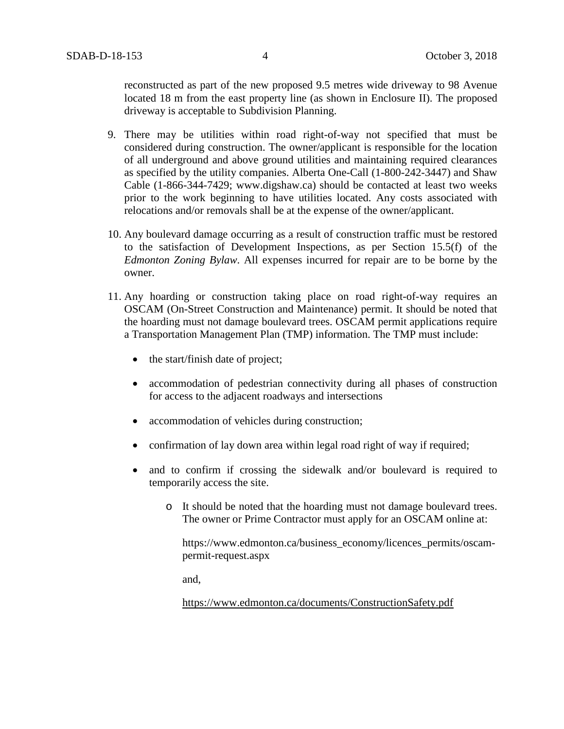reconstructed as part of the new proposed 9.5 metres wide driveway to 98 Avenue located 18 m from the east property line (as shown in Enclosure II). The proposed driveway is acceptable to Subdivision Planning.

9. There may be utilities within road right-of-way not specified that must be considered during construction. The owner/applicant is responsible for the location of all underground and above ground utilities and maintaining required clearances as specified by the utility companies. Alberta One-Call (1-800-242-3447) and Shaw Cable (1-866-344-7429; www.digshaw.ca) should be contacted at least two weeks prior to the work beginning to have utilities located. Any costs associated with relocations and/or removals shall be at the expense of the owner/applicant.

10. Any boulevard damage occurring as a result of construction traffic must be restored to the satisfaction of Development Inspections, as per Section 15.5(f) of the *Edmonton Zoning Bylaw*. All expenses incurred for repair are to be borne by the owner.

11. Any hoarding or construction taking place on road right-of-way requires an OSCAM (On-Street Construction and Maintenance) permit. It should be noted that the hoarding must not damage boulevard trees. OSCAM permit applications require a Transportation Management Plan (TMP) information. The TMP must include:

    - the start/finish date of project;
    - accommodation of pedestrian connectivity during all phases of construction for access to the adjacent roadways and intersections
    - accommodation of vehicles during construction;
    - confirmation of lay down area within legal road right of way if required;
    - and to confirm if crossing the sidewalk and/or boulevard is required to temporarily access the site.
        - It should be noted that the hoarding must not damage boulevard trees. The owner or Prime Contractor must apply for an OSCAM online at:

          https://www.edmonton.ca/business_economy/licences_permits/oscam-permit-request.aspx

          and,

          https://www.edmonton.ca/documents/ConstructionSafety.pdf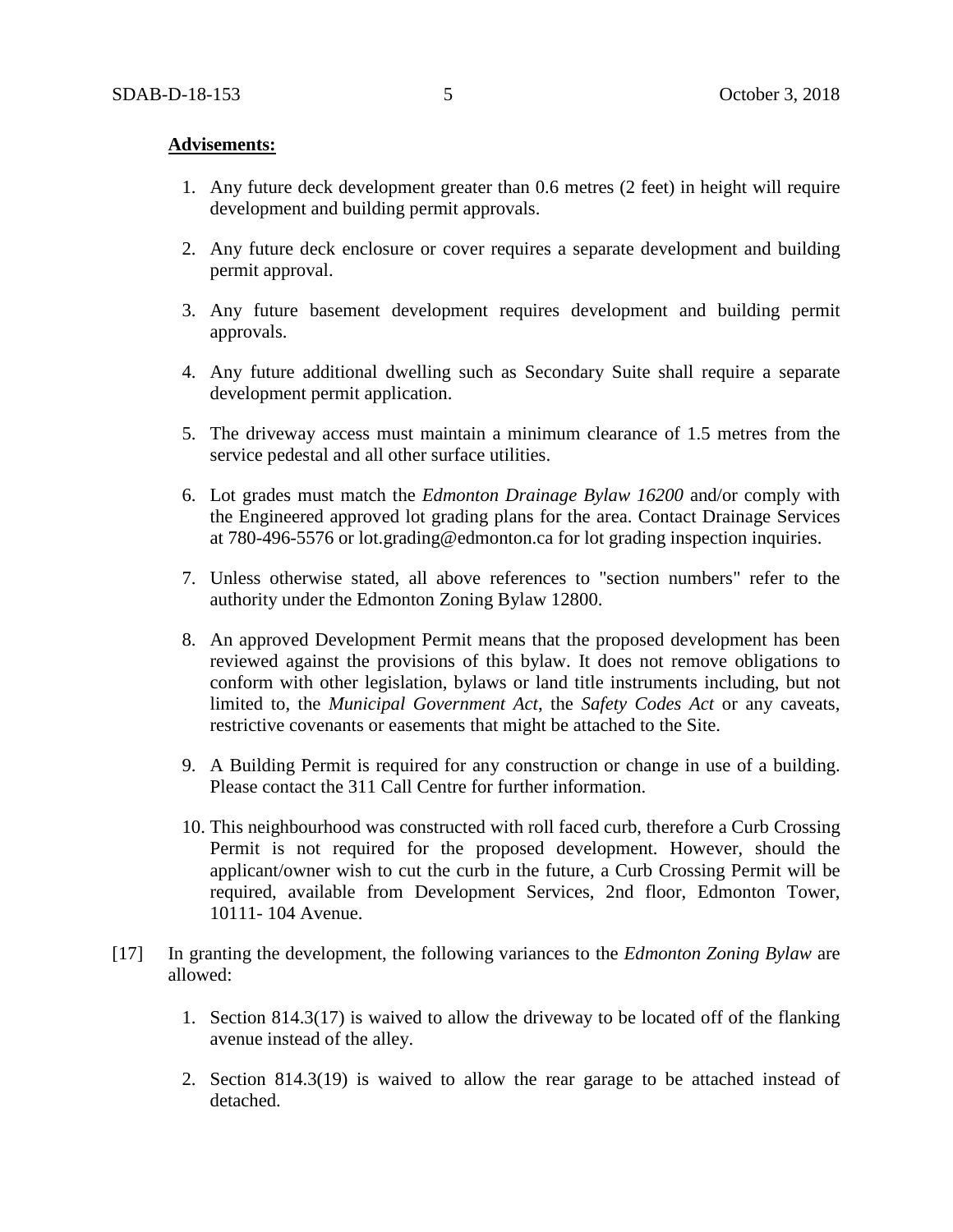**Advisements:**

1. Any future deck development greater than 0.6 metres (2 feet) in height will require development and building permit approvals.

2. Any future deck enclosure or cover requires a separate development and building permit approval.

3. Any future basement development requires development and building permit approvals.

4. Any future additional dwelling such as Secondary Suite shall require a separate development permit application.

5. The driveway access must maintain a minimum clearance of 1.5 metres from the service pedestal and all other surface utilities.

6. Lot grades must match the *Edmonton Drainage Bylaw 16200* and/or comply with the Engineered approved lot grading plans for the area. Contact Drainage Services at 780-496-5576 or lot.grading@edmonton.ca for lot grading inspection inquiries.

7. Unless otherwise stated, all above references to "section numbers" refer to the authority under the Edmonton Zoning Bylaw 12800.

8. An approved Development Permit means that the proposed development has been reviewed against the provisions of this bylaw. It does not remove obligations to conform with other legislation, bylaws or land title instruments including, but not limited to, the *Municipal Government Act*, the *Safety Codes Act* or any caveats, restrictive covenants or easements that might be attached to the Site.

9. A Building Permit is required for any construction or change in use of a building. Please contact the 311 Call Centre for further information.

10. This neighbourhood was constructed with roll faced curb, therefore a Curb Crossing Permit is not required for the proposed development. However, should the applicant/owner wish to cut the curb in the future, a Curb Crossing Permit will be required, available from Development Services, 2nd floor, Edmonton Tower, 10111- 104 Avenue.

[17] In granting the development, the following variances to the *Edmonton Zoning Bylaw* are allowed:

1. Section 814.3(17) is waived to allow the driveway to be located off of the flanking avenue instead of the alley.

2. Section 814.3(19) is waived to allow the rear garage to be attached instead of detached.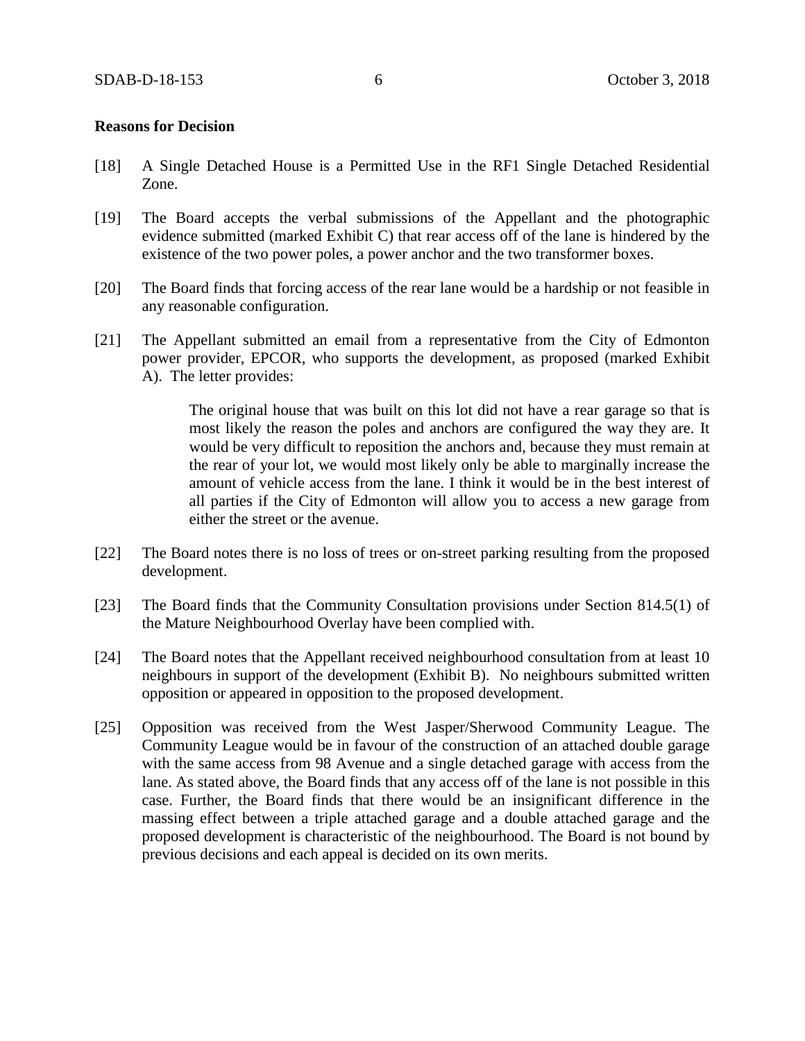**Reasons for Decision**

[18] A Single Detached House is a Permitted Use in the RF1 Single Detached Residential Zone.

[19] The Board accepts the verbal submissions of the Appellant and the photographic evidence submitted (marked Exhibit C) that rear access off of the lane is hindered by the existence of the two power poles, a power anchor and the two transformer boxes.

[20] The Board finds that forcing access of the rear lane would be a hardship or not feasible in any reasonable configuration.

[21] The Appellant submitted an email from a representative from the City of Edmonton power provider, EPCOR, who supports the development, as proposed (marked Exhibit A). The letter provides:

> The original house that was built on this lot did not have a rear garage so that is most likely the reason the poles and anchors are configured the way they are. It would be very difficult to reposition the anchors and, because they must remain at the rear of your lot, we would most likely only be able to marginally increase the amount of vehicle access from the lane. I think it would be in the best interest of all parties if the City of Edmonton will allow you to access a new garage from either the street or the avenue.

[22] The Board notes there is no loss of trees or on-street parking resulting from the proposed development.

[23] The Board finds that the Community Consultation provisions under Section 814.5(1) of the Mature Neighbourhood Overlay have been complied with.

[24] The Board notes that the Appellant received neighbourhood consultation from at least 10 neighbours in support of the development (Exhibit B). No neighbours submitted written opposition or appeared in opposition to the proposed development.

[25] Opposition was received from the West Jasper/Sherwood Community League. The Community League would be in favour of the construction of an attached double garage with the same access from 98 Avenue and a single detached garage with access from the lane. As stated above, the Board finds that any access off of the lane is not possible in this case. Further, the Board finds that there would be an insignificant difference in the massing effect between a triple attached garage and a double attached garage and the proposed development is characteristic of the neighbourhood. The Board is not bound by previous decisions and each appeal is decided on its own merits.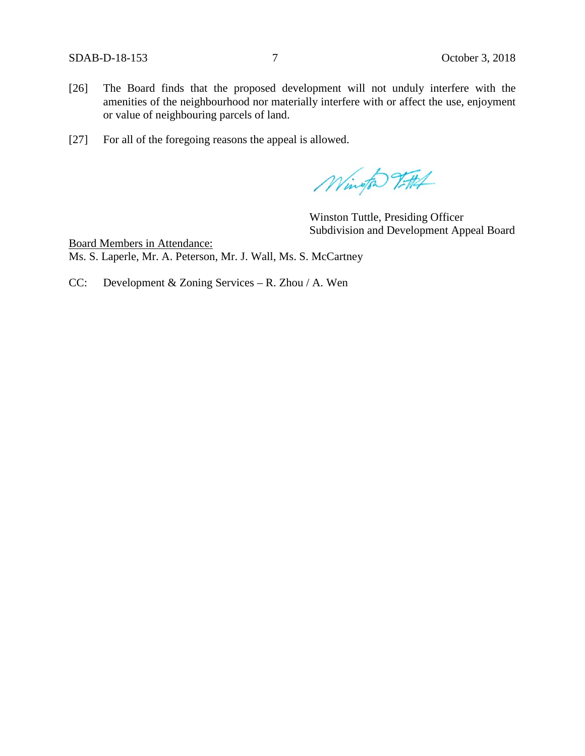[26] The Board finds that the proposed development will not unduly interfere with the amenities of the neighbourhood nor materially interfere with or affect the use, enjoyment or value of neighbouring parcels of land.

[27] For all of the foregoing reasons the appeal is allowed.

Winston Tuttle, Presiding Officer
Subdivision and Development Appeal Board

Board Members in Attendance:
Ms. S. Laperle, Mr. A. Peterson, Mr. J. Wall, Ms. S. McCartney

CC: Development & Zoning Services – R. Zhou / A. Wen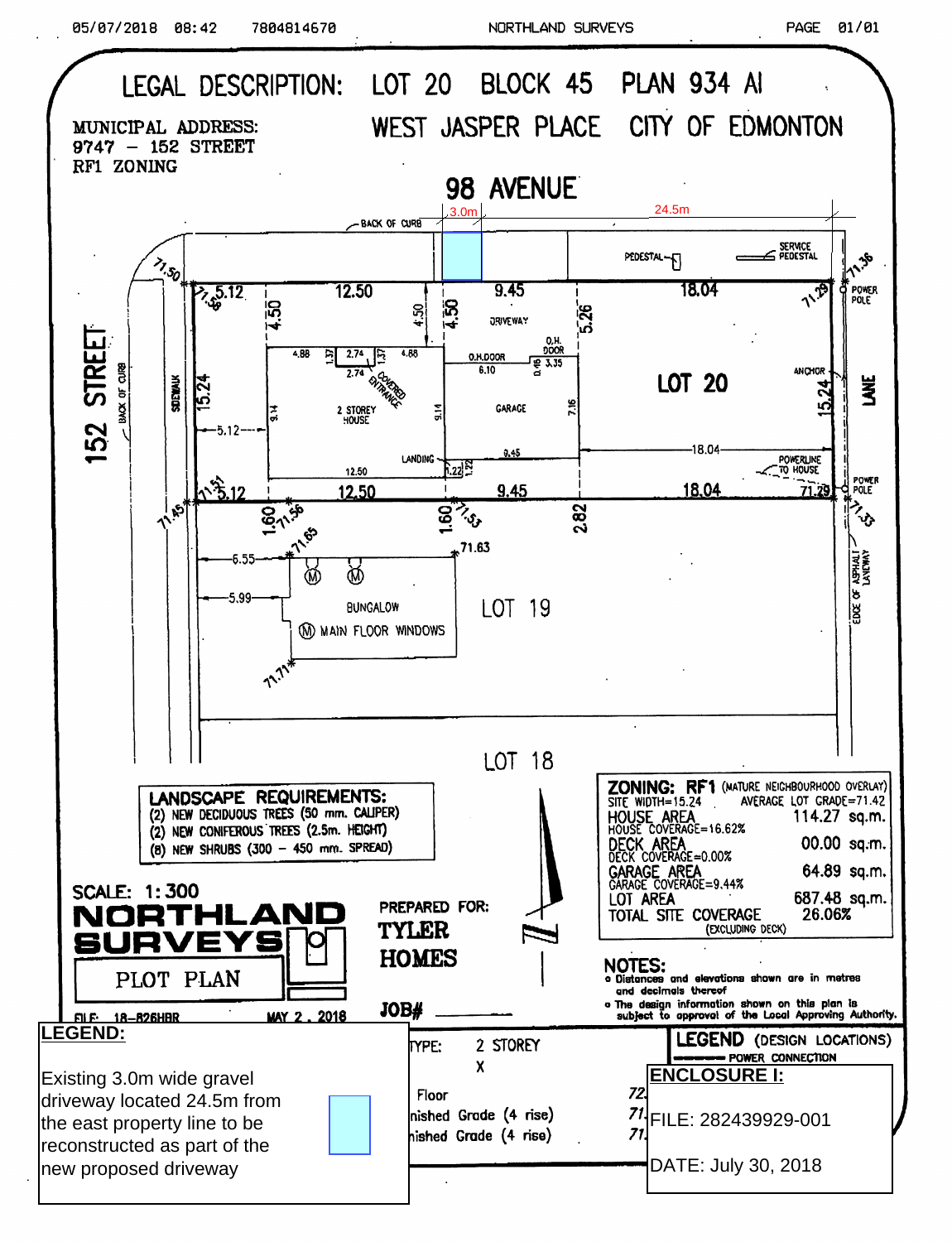# LEGAL DESCRIPTION: LOT 20 BLOCK 45 PLAN 934 AI

## WEST JASPER PLACE CITY OF EDMONTON

MUNICIPAL ADDRESS:
9747 – 152 STREET
RF1 ZONING

98 AVENUE

3.0m

24.5m

BACK OF CURB

PEDESTAL

SERVICE PEDESTAL

152 STREET

BACK OF CURB

SIDEWALK

LOT 20

LANE

POWER POLE

ANCHOR

POWERLINE TO HOUSE

2 STOREY HOUSE

COVERED ENTRANCE

GARAGE

DRIVEWAY

O.H.DOOR

O.H. DOOR

LANDING

LOT 19

BUNGALOW

Ⓜ MAIN FLOOR WINDOWS

LOT 18

EDGE OF ASPHALT LANEWAY

71.50, 71.36, 71.29, 71.51, 71.29, 71.45, 71.33, 71.56, 71.53, 71.65, 71.63, 71.71, 71.55

5.12, 12.50, 9.45, 18.04, 4.50, 4.50, 4.50, 5.26, 4.88, 2.74, 1.37, 1.37, 4.88, 2.74, 6.10, 0.46, 3.35, 15.24, 9.14, 9.14, 7.16, 5.12, 18.04, 15.24, 12.50, 9.45, 1.22, 1.22, 5.12, 12.50, 9.45, 18.04, 1.60, 1.60, 2.82, 6.55, 5.99

## LANDSCAPE REQUIREMENTS:

(2) NEW DECIDUOUS TREES (50 mm. CALIPER)
(2) NEW CONIFEROUS TREES (2.5m. HEIGHT)
(8) NEW SHRUBS (300 – 450 mm. SPREAD)

## ZONING: RF1 (MATURE NEIGHBOURHOOD OVERLAY)

SITE WIDTH=15.24 AVERAGE LOT GRADE=71.42

| | |
|---|---|
| HOUSE AREA<br>HOUSE COVERAGE=16.62% | 114.27 sq.m. |
| DECK AREA<br>DECK COVERAGE=0.00% | 00.00 sq.m. |
| GARAGE AREA<br>GARAGE COVERAGE=9.44% | 64.89 sq.m. |
| LOT AREA | 687.48 sq.m. |
| TOTAL SITE COVERAGE<br>(EXCLUDING DECK) | 26.06% |

SCALE: 1:300

**NORTHLAND SURVEYS**

PLOT PLAN

FILE: 18-826HBR MAY 2, 2018

PREPARED FOR:
**TYLER HOMES**

JOB# ______

## NOTES:

- Distances and elevations shown are in metres and decimals thereof
- The design information shown on this plan is subject to approval of the Local Approving Authority.

## LEGEND:

Existing 3.0m wide gravel driveway located 24.5m from the east property line to be reconstructed as part of the new proposed driveway

TYPE: 2 STOREY
X

Floor 72.
...nished Grade (4 rise) 71.
...nished Grade (4 rise) 71.

LEGEND (DESIGN LOCATIONS)
POWER CONNECTION

## ENCLOSURE I:

FILE: 282439929-001

DATE: July 30, 2018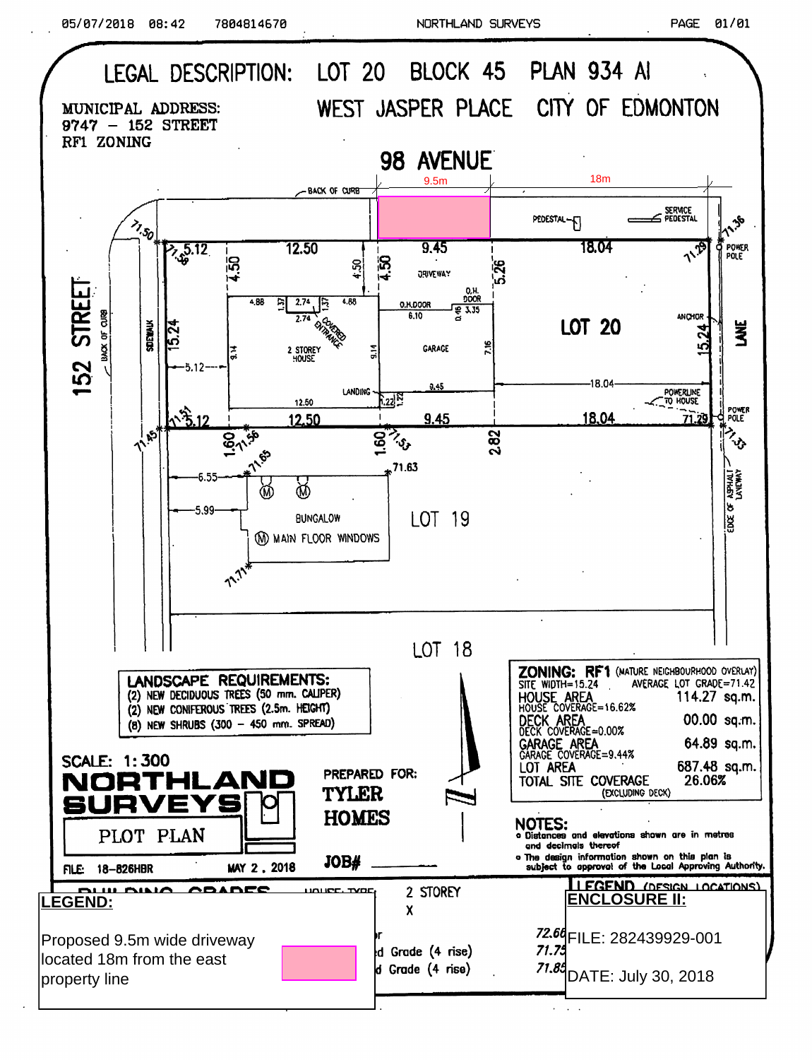# LEGAL DESCRIPTION: LOT 20 BLOCK 45 PLAN 934 AI

## WEST JASPER PLACE CITY OF EDMONTON

MUNICIPAL ADDRESS:
9747 – 152 STREET
RF1 ZONING

98 AVENUE

9.5m

18m

BACK OF CURB

PEDESTAL

SERVICE PEDESTAL

POWER POLE

71.50

71.36

71.56

15.12

12.50

4.50

4.50

4.50

9.45

DRIVEWAY

5.26

18.04

71.29

4.88

1.37

2.74

1.37

4.88

O.H. DOOR

O.H.DOOR 6.10

0.45

3.35

2.74

COVERED ENTRANCE

LOT 20

ANCHOR

152 STREET

BACK OF CURB

SIDEWALK

15.24

9.14

2 STOREY HOUSE

9.14

GARAGE

7.16

15.24

LANE

5.12

LANDING

1.22

1.22

9.45

18.04

POWERLINE TO HOUSE

12.50

71.51

5.12

12.50

9.45

18.04

71.29

POWER POLE

71.45

1.60

71.56

1.60

71.53

2.82

71.33

71.65

71.63

6.55

EDGE OF ASPHALT LANEWAY

5.99

BUNGALOW

LOT 19

Ⓜ MAIN FLOOR WINDOWS

71.71

LOT 18

**LANDSCAPE REQUIREMENTS:**
(2) NEW DECIDUOUS TREES (50 mm. CALIPER)
(2) NEW CONIFEROUS TREES (2.5m. HEIGHT)
(8) NEW SHRUBS (300 – 450 mm. SPREAD)

**ZONING: RF1** (MATURE NEIGHBOURHOOD OVERLAY)

| | |
|---|---|
| SITE WIDTH=15.24 | AVERAGE LOT GRADE=71.42 |
| HOUSE AREA<br>HOUSE COVERAGE=16.62% | 114.27 sq.m. |
| DECK AREA<br>DECK COVERAGE=0.00% | 00.00 sq.m. |
| GARAGE AREA<br>GARAGE COVERAGE=9.44% | 64.89 sq.m. |
| LOT AREA | 687.48 sq.m. |
| TOTAL SITE COVERAGE (EXCLUDING DECK) | 26.06% |

SCALE: 1:300

**NORTHLAND SURVEYS**

PLOT PLAN

PREPARED FOR: **TYLER HOMES**

JOB# ________

FILE: 18-826HBR

MAY 2, 2018

**NOTES:**
- Distances and elevations shown are in metres and decimals thereof
- The design information shown on this plan is subject to approval of the Local Approving Authority.

BUILDING GRADES HOUSE TYPE: 2 STOREY

X

...r 72.66

...d Grade (4 rise) 71.75

...d Grade (4 rise) 71.85

LEGEND (DESIGN LOCATIONS)

**LEGEND:**

Proposed 9.5m wide driveway located 18m from the east property line

**ENCLOSURE II:**

FILE: 282439929-001

DATE: July 30, 2018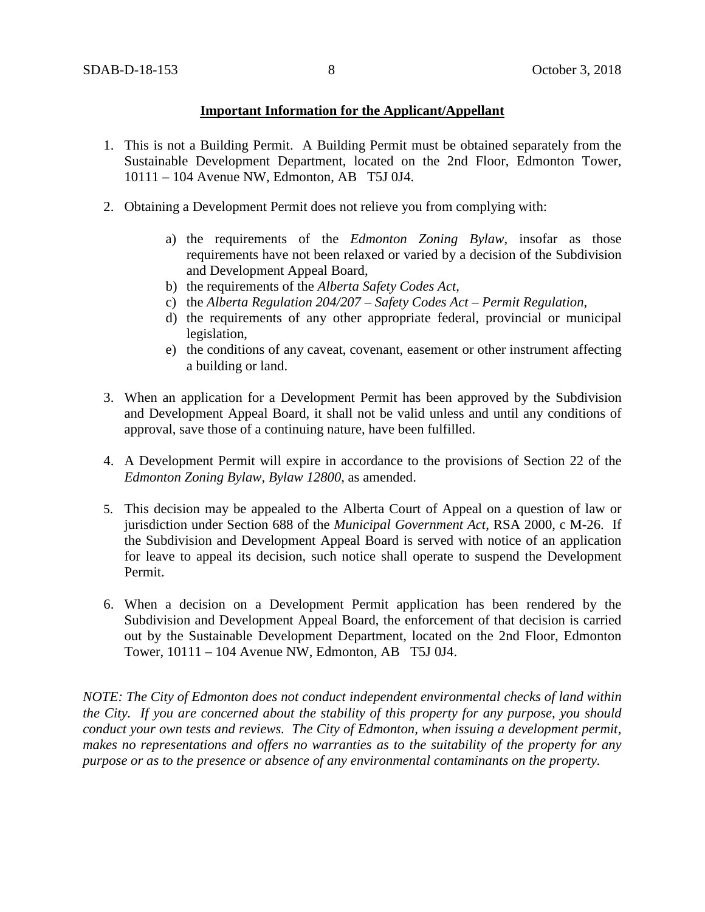**Important Information for the Applicant/Appellant**

1. This is not a Building Permit. A Building Permit must be obtained separately from the Sustainable Development Department, located on the 2nd Floor, Edmonton Tower, 10111 – 104 Avenue NW, Edmonton, AB T5J 0J4.

2. Obtaining a Development Permit does not relieve you from complying with:

    a) the requirements of the *Edmonton Zoning Bylaw*, insofar as those requirements have not been relaxed or varied by a decision of the Subdivision and Development Appeal Board,
    b) the requirements of the *Alberta Safety Codes Act*,
    c) the *Alberta Regulation 204/207 – Safety Codes Act – Permit Regulation*,
    d) the requirements of any other appropriate federal, provincial or municipal legislation,
    e) the conditions of any caveat, covenant, easement or other instrument affecting a building or land.

3. When an application for a Development Permit has been approved by the Subdivision and Development Appeal Board, it shall not be valid unless and until any conditions of approval, save those of a continuing nature, have been fulfilled.

4. A Development Permit will expire in accordance to the provisions of Section 22 of the *Edmonton Zoning Bylaw, Bylaw 12800*, as amended.

5. This decision may be appealed to the Alberta Court of Appeal on a question of law or jurisdiction under Section 688 of the *Municipal Government Act*, RSA 2000, c M-26. If the Subdivision and Development Appeal Board is served with notice of an application for leave to appeal its decision, such notice shall operate to suspend the Development Permit.

6. When a decision on a Development Permit application has been rendered by the Subdivision and Development Appeal Board, the enforcement of that decision is carried out by the Sustainable Development Department, located on the 2nd Floor, Edmonton Tower, 10111 – 104 Avenue NW, Edmonton, AB T5J 0J4.

*NOTE: The City of Edmonton does not conduct independent environmental checks of land within the City. If you are concerned about the stability of this property for any purpose, you should conduct your own tests and reviews. The City of Edmonton, when issuing a development permit, makes no representations and offers no warranties as to the suitability of the property for any purpose or as to the presence or absence of any environmental contaminants on the property.*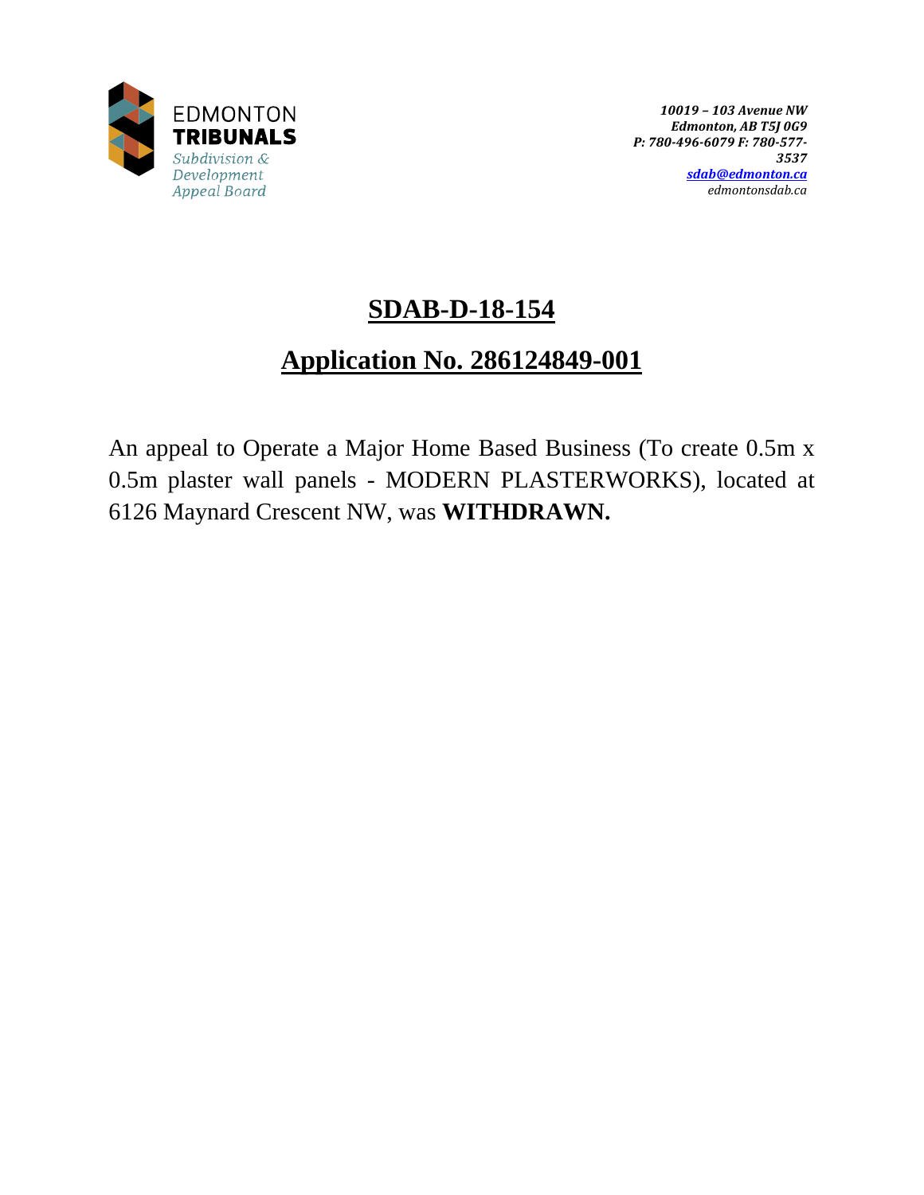EDMONTON
**TRIBUNALS**
*Subdivision & Development Appeal Board*

***10019 – 103 Avenue NW***
***Edmonton, AB T5J 0G9***
***P: 780-496-6079 F: 780-577-3537***
***sdab@edmonton.ca***
*edmontonsdab.ca*

# SDAB-D-18-154

# Application No. 286124849-001

An appeal to Operate a Major Home Based Business (To create 0.5m x 0.5m plaster wall panels - MODERN PLASTERWORKS), located at 6126 Maynard Crescent NW, was **WITHDRAWN.**